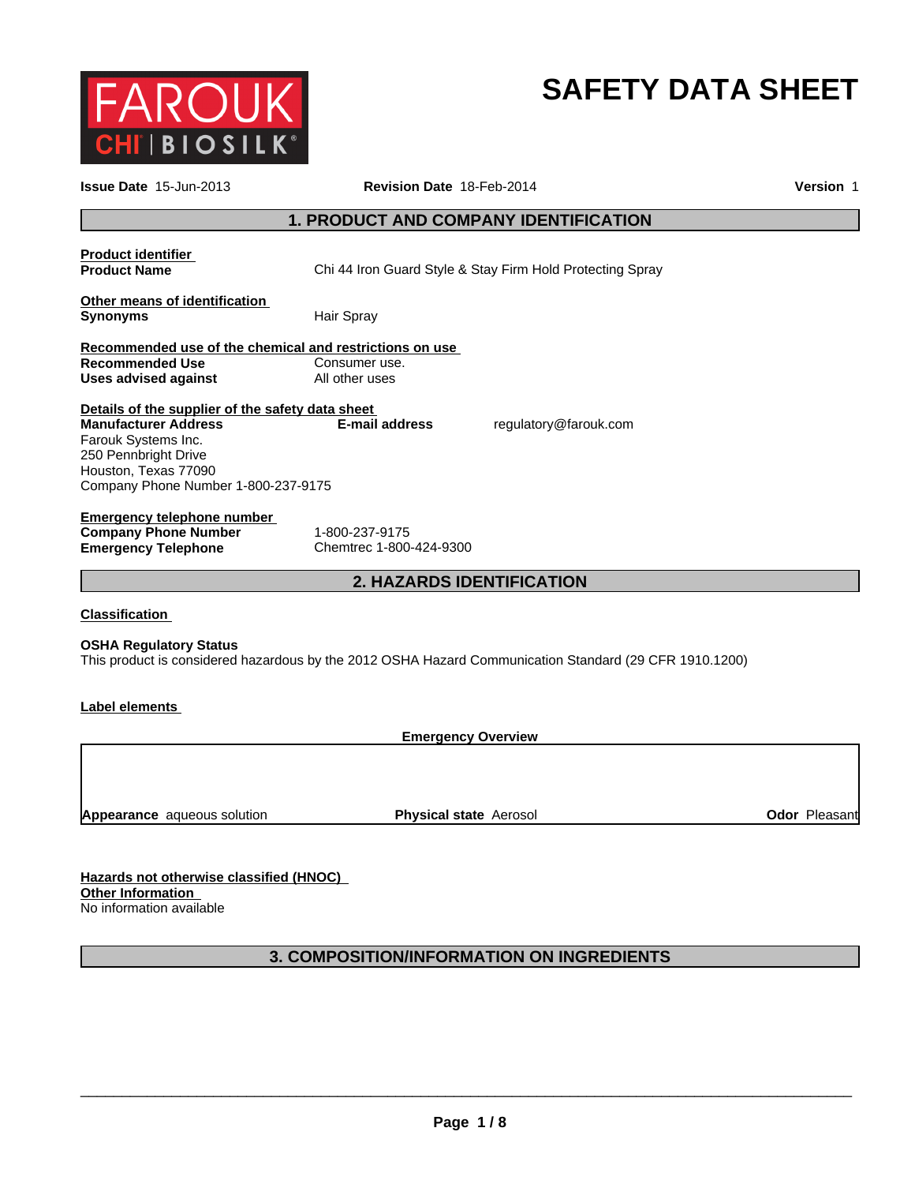FAROUK CHI | BIOSILK®

# SAFETY DATA SHEET

**Issue Date** 15-Jun-2013 **Revision Date** 18-Feb-2014 **Version** 1

## 1. PRODUCT AND COMPANY IDENTIFICATION

**Product identifier**

**Product Name** Chi 44 Iron Guard Style & Stay Firm Hold Protecting Spray

**Other means of identification**

**Synonyms** Hair Spray

**Recommended use of the chemical and restrictions on use**

**Recommended Use** Consumer use.

**Uses advised against** All other uses

**Details of the supplier of the safety data sheet**

**Manufacturer Address**
Farouk Systems Inc.
250 Pennbright Drive
Houston, Texas 77090
Company Phone Number 1-800-237-9175

**E-mail address** regulatory@farouk.com

**Emergency telephone number**

**Company Phone Number** 1-800-237-9175

**Emergency Telephone** Chemtrec 1-800-424-9300

## 2. HAZARDS IDENTIFICATION

**Classification**

**OSHA Regulatory Status**

This product is considered hazardous by the 2012 OSHA Hazard Communication Standard (29 CFR 1910.1200)

**Label elements**

**Emergency Overview**

**Appearance** aqueous solution **Physical state** Aerosol **Odor** Pleasant

**Hazards not otherwise classified (HNOC)**

**Other Information**

No information available

## 3. COMPOSITION/INFORMATION ON INGREDIENTS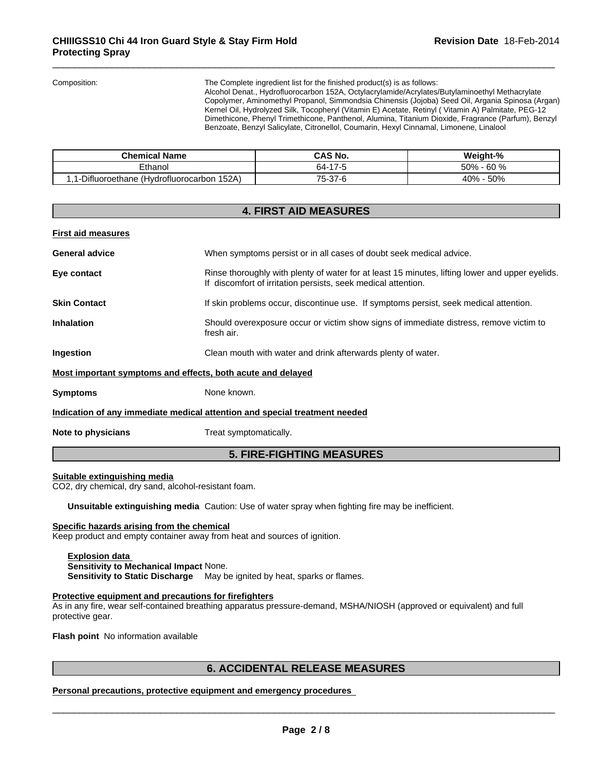Composition: The Complete ingredient list for the finished product(s) is as follows: Alcohol Denat., Hydrofluorocarbon 152A, Octylacrylamide/Acrylates/Butylaminoethyl Methacrylate Copolymer, Aminomethyl Propanol, Simmondsia Chinensis (Jojoba) Seed Oil, Argania Spinosa (Argan) Kernel Oil, Hydrolyzed Silk, Tocopheryl (Vitamin E) Acetate, Retinyl ( Vitamin A) Palmitate, PEG-12 Dimethicone, Phenyl Trimethicone, Panthenol, Alumina, Titanium Dioxide, Fragrance (Parfum), Benzyl Benzoate, Benzyl Salicylate, Citronellol, Coumarin, Hexyl Cinnamal, Limonene, Linalool

| Chemical Name | CAS No. | Weight-% |
|---|---|---|
| Ethanol | 64-17-5 | 50% - 60 % |
| 1,1-Difluoroethane (Hydrofluorocarbon 152A) | 75-37-6 | 40% - 50% |

## 4. FIRST AID MEASURES

**First aid measures**

**General advice** When symptoms persist or in all cases of doubt seek medical advice.

**Eye contact** Rinse thoroughly with plenty of water for at least 15 minutes, lifting lower and upper eyelids. If discomfort of irritation persists, seek medical attention.

**Skin Contact** If skin problems occur, discontinue use. If symptoms persist, seek medical attention.

**Inhalation** Should overexposure occur or victim show signs of immediate distress, remove victim to fresh air.

**Ingestion** Clean mouth with water and drink afterwards plenty of water.

**Most important symptoms and effects, both acute and delayed**

**Symptoms** None known.

**Indication of any immediate medical attention and special treatment needed**

**Note to physicians** Treat symptomatically.

## 5. FIRE-FIGHTING MEASURES

**Suitable extinguishing media**
$CO_2$, dry chemical, dry sand, alcohol-resistant foam.

**Unsuitable extinguishing media** Caution: Use of water spray when fighting fire may be inefficient.

**Specific hazards arising from the chemical**
Keep product and empty container away from heat and sources of ignition.

**Explosion data**
**Sensitivity to Mechanical Impact** None.
**Sensitivity to Static Discharge** May be ignited by heat, sparks or flames.

**Protective equipment and precautions for firefighters**
As in any fire, wear self-contained breathing apparatus pressure-demand, MSHA/NIOSH (approved or equivalent) and full protective gear.

**Flash point** No information available

## 6. ACCIDENTAL RELEASE MEASURES

**Personal precautions, protective equipment and emergency procedures**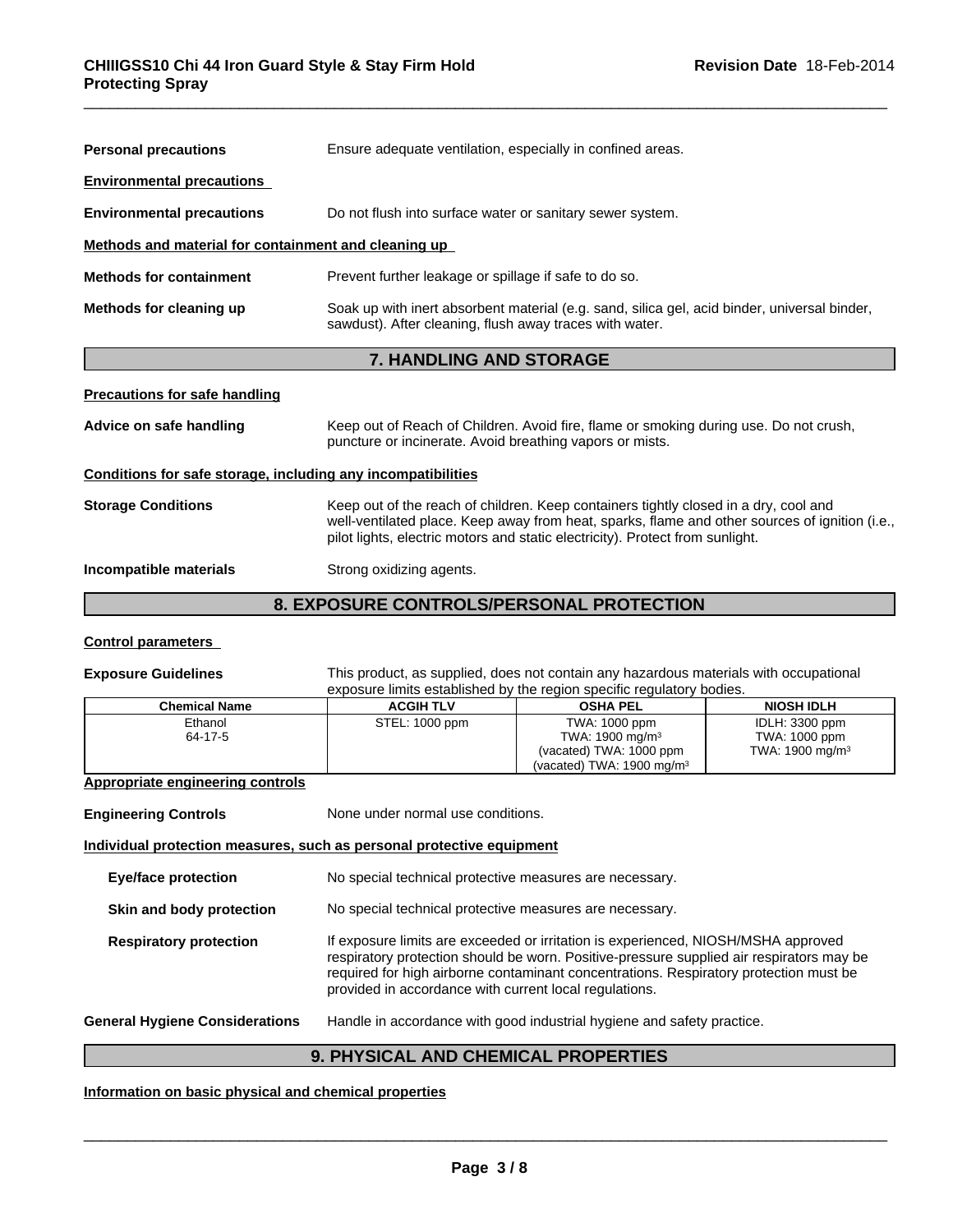**Personal precautions** Ensure adequate ventilation, especially in confined areas.

**Environmental precautions**

**Environmental precautions** Do not flush into surface water or sanitary sewer system.

**Methods and material for containment and cleaning up**

**Methods for containment** Prevent further leakage or spillage if safe to do so.

**Methods for cleaning up** Soak up with inert absorbent material (e.g. sand, silica gel, acid binder, universal binder, sawdust). After cleaning, flush away traces with water.

## 7. HANDLING AND STORAGE

**Precautions for safe handling**

**Advice on safe handling** Keep out of Reach of Children. Avoid fire, flame or smoking during use. Do not crush, puncture or incinerate. Avoid breathing vapors or mists.

**Conditions for safe storage, including any incompatibilities**

**Storage Conditions** Keep out of the reach of children. Keep containers tightly closed in a dry, cool and well-ventilated place. Keep away from heat, sparks, flame and other sources of ignition (i.e., pilot lights, electric motors and static electricity). Protect from sunlight.

**Incompatible materials** Strong oxidizing agents.

## 8. EXPOSURE CONTROLS/PERSONAL PROTECTION

**Control parameters**

**Exposure Guidelines** This product, as supplied, does not contain any hazardous materials with occupational exposure limits established by the region specific regulatory bodies.

| Chemical Name | ACGIH TLV | OSHA PEL | NIOSH IDLH |
|---|---|---|---|
| Ethanol<br>64-17-5 | STEL: 1000 ppm | TWA: 1000 ppm<br>TWA: 1900 mg/m³<br>(vacated) TWA: 1000 ppm<br>(vacated) TWA: 1900 mg/m³ | IDLH: 3300 ppm<br>TWA: 1000 ppm<br>TWA: 1900 mg/m³ |

**Appropriate engineering controls**

**Engineering Controls** None under normal use conditions.

**Individual protection measures, such as personal protective equipment**

**Eye/face protection** No special technical protective measures are necessary.

**Skin and body protection** No special technical protective measures are necessary.

**Respiratory protection** If exposure limits are exceeded or irritation is experienced, NIOSH/MSHA approved respiratory protection should be worn. Positive-pressure supplied air respirators may be required for high airborne contaminant concentrations. Respiratory protection must be provided in accordance with current local regulations.

**General Hygiene Considerations** Handle in accordance with good industrial hygiene and safety practice.

## 9. PHYSICAL AND CHEMICAL PROPERTIES

**Information on basic physical and chemical properties**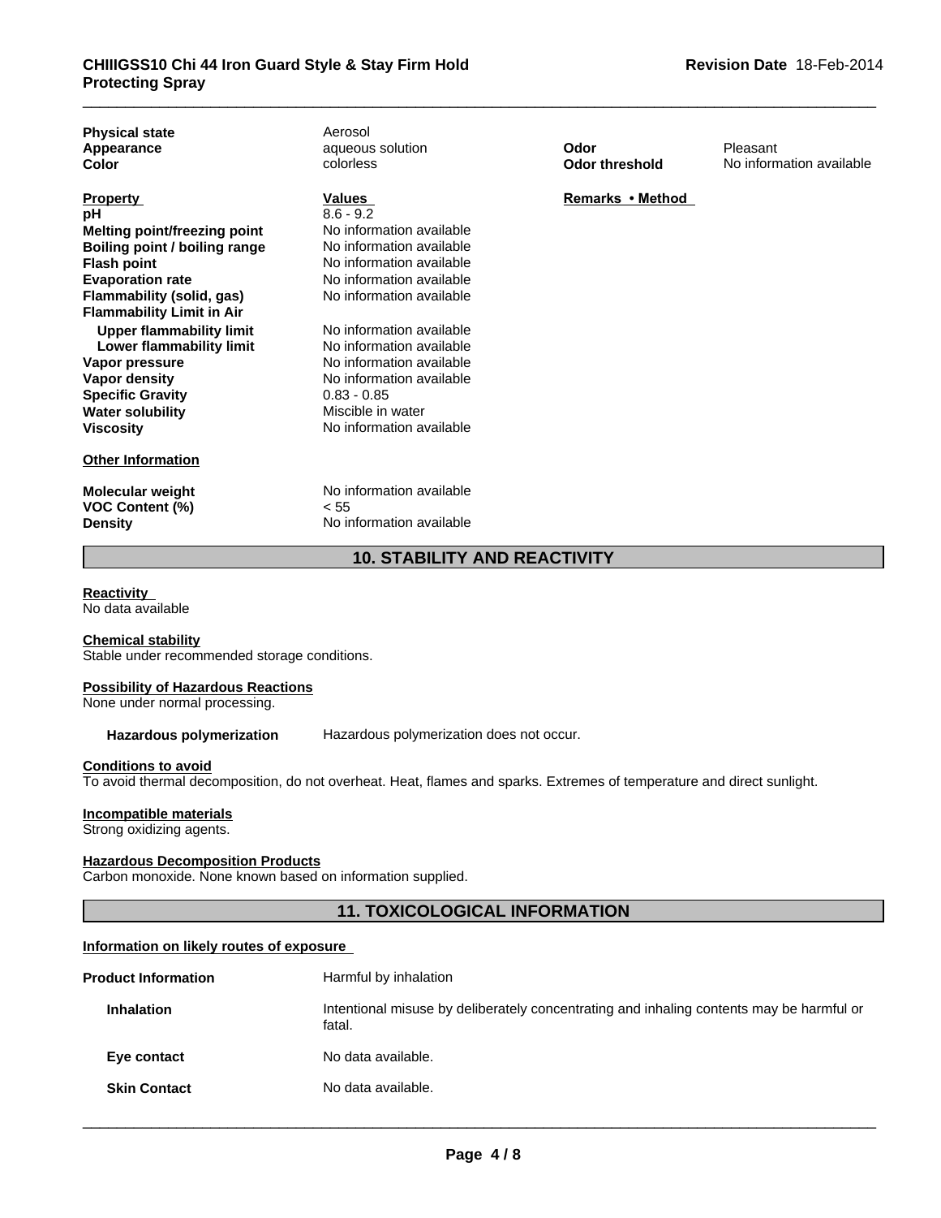| | | | |
|---|---|---|---|
| **Physical state** | Aerosol | | |
| **Appearance** | aqueous solution | **Odor** | Pleasant |
| **Color** | colorless | **Odor threshold** | No information available |

| **Property** | **Values** | **Remarks • Method** |
|---|---|---|
| **pH** | 8.6 - 9.2 | |
| **Melting point/freezing point** | No information available | |
| **Boiling point / boiling range** | No information available | |
| **Flash point** | No information available | |
| **Evaporation rate** | No information available | |
| **Flammability (solid, gas)** | No information available | |
| **Flammability Limit in Air** | | |
| **Upper flammability limit** | No information available | |
| **Lower flammability limit** | No information available | |
| **Vapor pressure** | No information available | |
| **Vapor density** | No information available | |
| **Specific Gravity** | 0.83 - 0.85 | |
| **Water solubility** | Miscible in water | |
| **Viscosity** | No information available | |

**Other Information**

| | |
|---|---|
| **Molecular weight** | No information available |
| **VOC Content (%)** | < 55 |
| **Density** | No information available |

## 10. STABILITY AND REACTIVITY

**Reactivity**
No data available

**Chemical stability**
Stable under recommended storage conditions.

**Possibility of Hazardous Reactions**
None under normal processing.

**Hazardous polymerization** Hazardous polymerization does not occur.

**Conditions to avoid**
To avoid thermal decomposition, do not overheat. Heat, flames and sparks. Extremes of temperature and direct sunlight.

**Incompatible materials**
Strong oxidizing agents.

**Hazardous Decomposition Products**
Carbon monoxide. None known based on information supplied.

## 11. TOXICOLOGICAL INFORMATION

**Information on likely routes of exposure**

| | |
|---|---|
| **Product Information** | Harmful by inhalation |
| **Inhalation** | Intentional misuse by deliberately concentrating and inhaling contents may be harmful or fatal. |
| **Eye contact** | No data available. |
| **Skin Contact** | No data available. |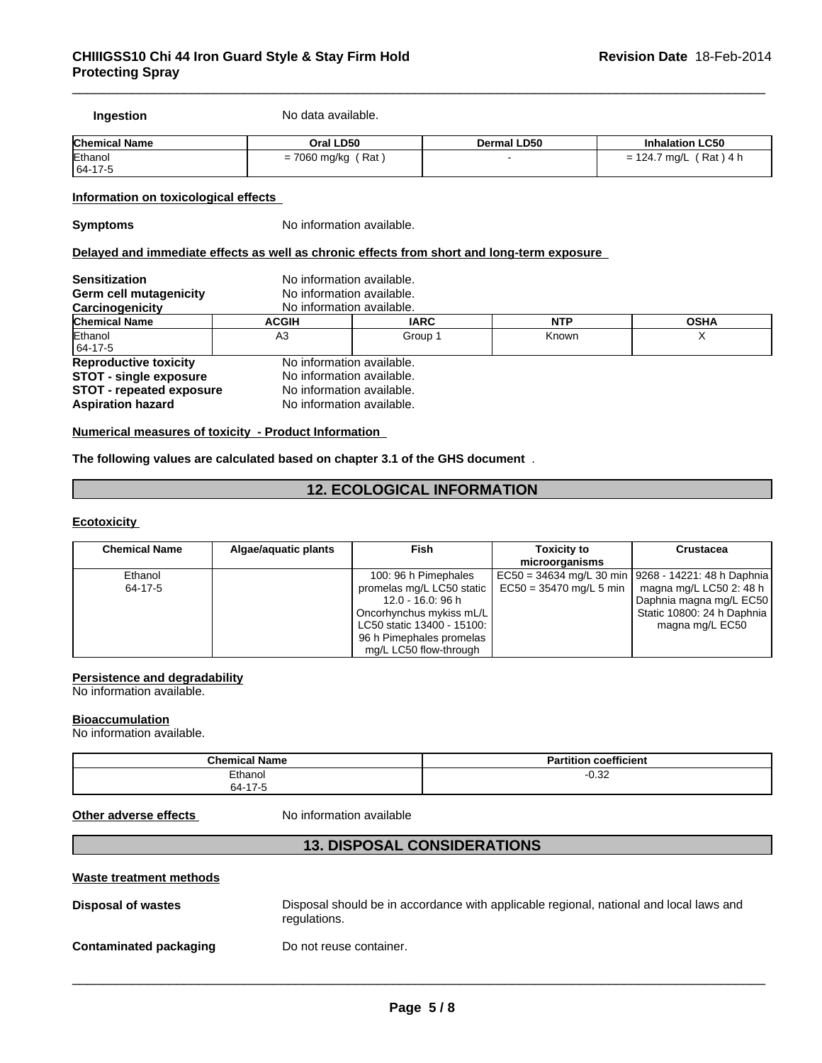**Ingestion** No data available.

| Chemical Name | Oral LD50 | Dermal LD50 | Inhalation LC50 |
| --- | --- | --- | --- |
| Ethanol<br>64-17-5 | = 7060 mg/kg ( Rat ) | - | = 124.7 mg/L ( Rat ) 4 h |

**Information on toxicological effects**

**Symptoms** No information available.

**Delayed and immediate effects as well as chronic effects from short and long-term exposure**

**Sensitization** No information available.
**Germ cell mutagenicity** No information available.
**Carcinogenicity** No information available.

| Chemical Name | ACGIH | IARC | NTP | OSHA |
| --- | --- | --- | --- | --- |
| Ethanol<br>64-17-5 | A3 | Group 1 | Known | X |

**Reproductive toxicity** No information available.
**STOT - single exposure** No information available.
**STOT - repeated exposure** No information available.
**Aspiration hazard** No information available.

**Numerical measures of toxicity - Product Information**

**The following values are calculated based on chapter 3.1 of the GHS document** .

## 12. ECOLOGICAL INFORMATION

**Ecotoxicity**

| Chemical Name | Algae/aquatic plants | Fish | Toxicity to microorganisms | Crustacea |
| --- | --- | --- | --- | --- |
| Ethanol<br>64-17-5 | | 100: 96 h Pimephales promelas mg/L LC50 static 12.0 - 16.0: 96 h Oncorhynchus mykiss mL/L LC50 static 13400 - 15100: 96 h Pimephales promelas mg/L LC50 flow-through | EC50 = 34634 mg/L 30 min EC50 = 35470 mg/L 5 min | 9268 - 14221: 48 h Daphnia magna mg/L LC50 2: 48 h Daphnia magna mg/L EC50 Static 10800: 24 h Daphnia magna mg/L EC50 |

**Persistence and degradability**
No information available.

**Bioaccumulation**
No information available.

| Chemical Name | Partition coefficient |
| --- | --- |
| Ethanol<br>64-17-5 | -0.32 |

**Other adverse effects** No information available

## 13. DISPOSAL CONSIDERATIONS

**Waste treatment methods**

**Disposal of wastes** Disposal should be in accordance with applicable regional, national and local laws and regulations.

**Contaminated packaging** Do not reuse container.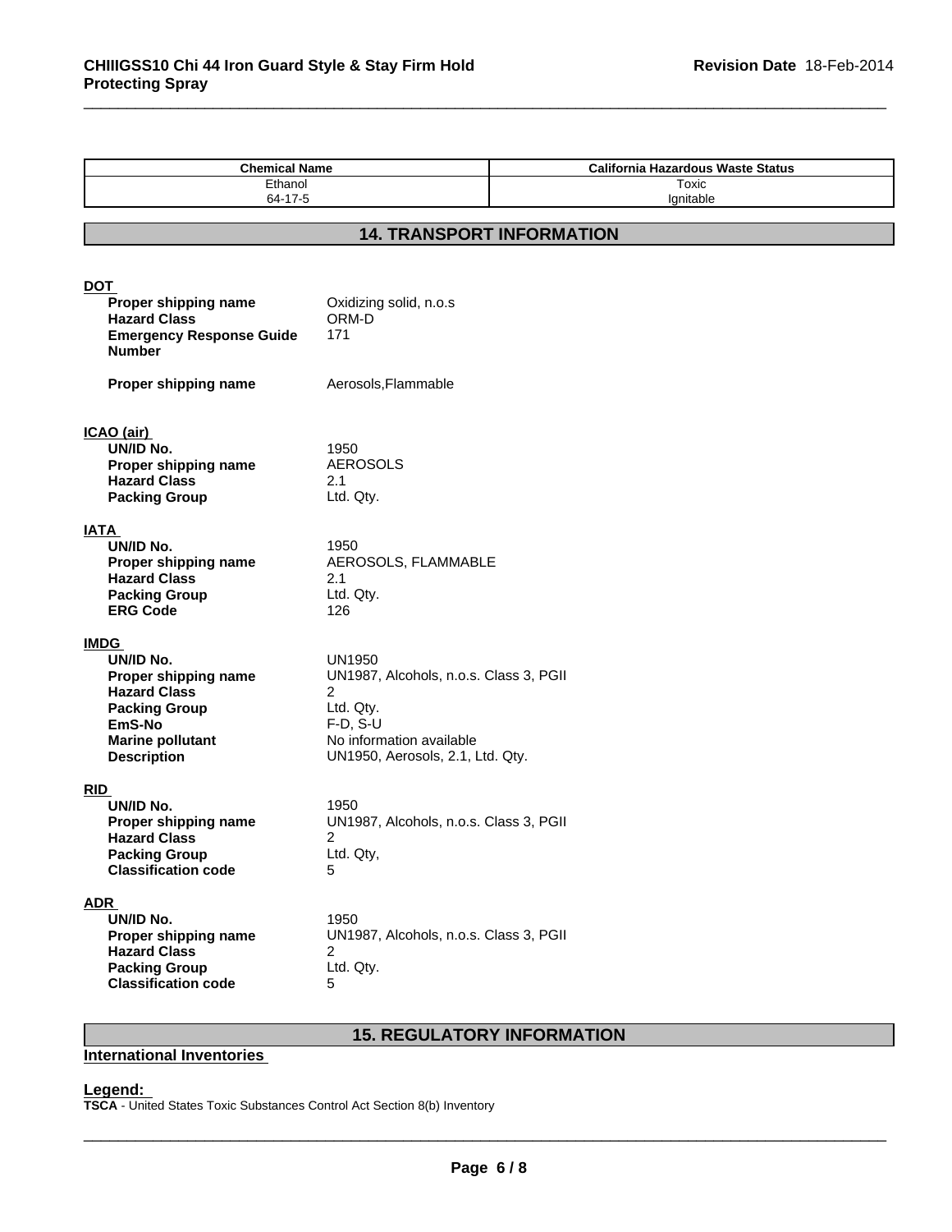| Chemical Name | California Hazardous Waste Status |
|---|---|
| Ethanol<br>64-17-5 | Toxic<br>Ignitable |

## 14. TRANSPORT INFORMATION

**DOT**

**Proper shipping name** Oxidizing solid, n.o.s
**Hazard Class** ORM-D
**Emergency Response Guide Number** 171

**Proper shipping name** Aerosols,Flammable

**ICAO (air)**

**UN/ID No.** 1950
**Proper shipping name** AEROSOLS
**Hazard Class** 2.1
**Packing Group** Ltd. Qty.

**IATA**

**UN/ID No.** 1950
**Proper shipping name** AEROSOLS, FLAMMABLE
**Hazard Class** 2.1
**Packing Group** Ltd. Qty.
**ERG Code** 126

**IMDG**

**UN/ID No.** UN1950
**Proper shipping name** UN1987, Alcohols, n.o.s. Class 3, PGII
**Hazard Class** 2
**Packing Group** Ltd. Qty.
**EmS-No** F-D, S-U
**Marine pollutant** No information available
**Description** UN1950, Aerosols, 2.1, Ltd. Qty.

**RID**

**UN/ID No.** 1950
**Proper shipping name** UN1987, Alcohols, n.o.s. Class 3, PGII
**Hazard Class** 2
**Packing Group** Ltd. Qty,
**Classification code** 5

**ADR**

**UN/ID No.** 1950
**Proper shipping name** UN1987, Alcohols, n.o.s. Class 3, PGII
**Hazard Class** 2
**Packing Group** Ltd. Qty.
**Classification code** 5

## 15. REGULATORY INFORMATION

**International Inventories**

**Legend:**

**TSCA** - United States Toxic Substances Control Act Section 8(b) Inventory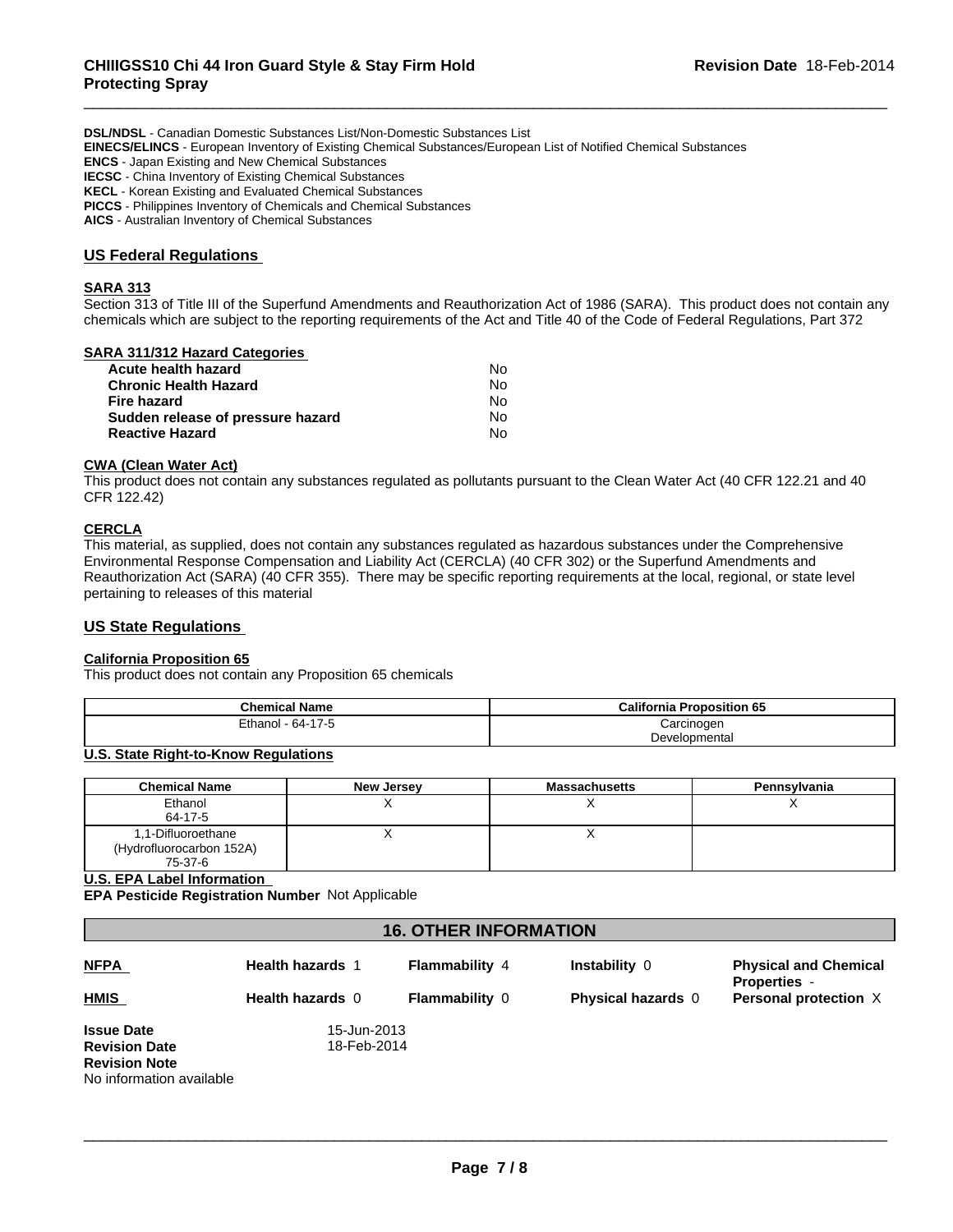**DSL/NDSL** - Canadian Domestic Substances List/Non-Domestic Substances List
**EINECS/ELINCS** - European Inventory of Existing Chemical Substances/European List of Notified Chemical Substances
**ENCS** - Japan Existing and New Chemical Substances
**IECSC** - China Inventory of Existing Chemical Substances
**KECL** - Korean Existing and Evaluated Chemical Substances
**PICCS** - Philippines Inventory of Chemicals and Chemical Substances
**AICS** - Australian Inventory of Chemical Substances

## US Federal Regulations

### SARA 313

Section 313 of Title III of the Superfund Amendments and Reauthorization Act of 1986 (SARA). This product does not contain any chemicals which are subject to the reporting requirements of the Act and Title 40 of the Code of Federal Regulations, Part 372

### SARA 311/312 Hazard Categories

| | |
|---|---|
| **Acute health hazard** | No |
| **Chronic Health Hazard** | No |
| **Fire hazard** | No |
| **Sudden release of pressure hazard** | No |
| **Reactive Hazard** | No |

### CWA (Clean Water Act)

This product does not contain any substances regulated as pollutants pursuant to the Clean Water Act (40 CFR 122.21 and 40 CFR 122.42)

### CERCLA

This material, as supplied, does not contain any substances regulated as hazardous substances under the Comprehensive Environmental Response Compensation and Liability Act (CERCLA) (40 CFR 302) or the Superfund Amendments and Reauthorization Act (SARA) (40 CFR 355). There may be specific reporting requirements at the local, regional, or state level pertaining to releases of this material

## US State Regulations

### California Proposition 65

This product does not contain any Proposition 65 chemicals

| Chemical Name | California Proposition 65 |
|---|---|
| Ethanol - 64-17-5 | Carcinogen<br>Developmental |

### U.S. State Right-to-Know Regulations

| Chemical Name | New Jersey | Massachusetts | Pennsylvania |
|---|---|---|---|
| Ethanol<br>64-17-5 | X | X | X |
| 1,1-Difluoroethane<br>(Hydrofluorocarbon 152A)<br>75-37-6 | X | X | |

### U.S. EPA Label Information

**EPA Pesticide Registration Number** Not Applicable

## 16. OTHER INFORMATION

| | | | | |
|---|---|---|---|---|
| **NFPA** | **Health hazards** 1 | **Flammability** 4 | **Instability** 0 | **Physical and Chemical Properties** - |
| **HMIS** | **Health hazards** 0 | **Flammability** 0 | **Physical hazards** 0 | **Personal protection** X |

**Issue Date** 15-Jun-2013
**Revision Date** 18-Feb-2014
**Revision Note**
No information available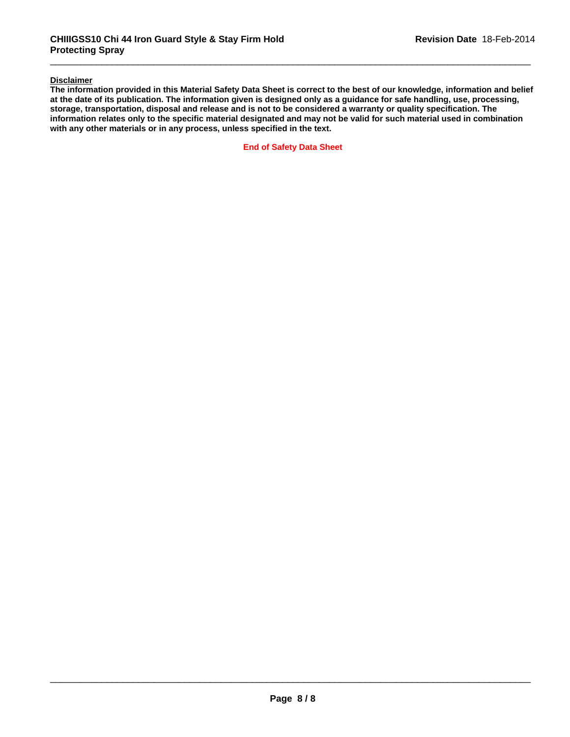**Disclaimer**

**The information provided in this Material Safety Data Sheet is correct to the best of our knowledge, information and belief at the date of its publication. The information given is designed only as a guidance for safe handling, use, processing, storage, transportation, disposal and release and is not to be considered a warranty or quality specification. The information relates only to the specific material designated and may not be valid for such material used in combination with any other materials or in any process, unless specified in the text.**

**End of Safety Data Sheet**